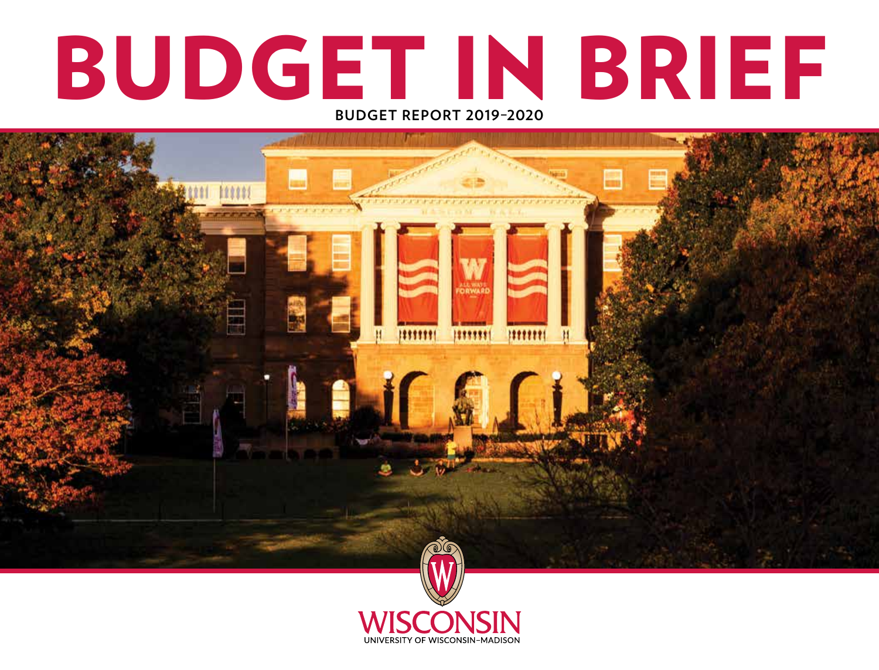# BUDGET IN BRIEF

**BUDGET REPORT 2019–2020**

WISCONSIN

UNIVERSITY OF WISCONSIN–MADISON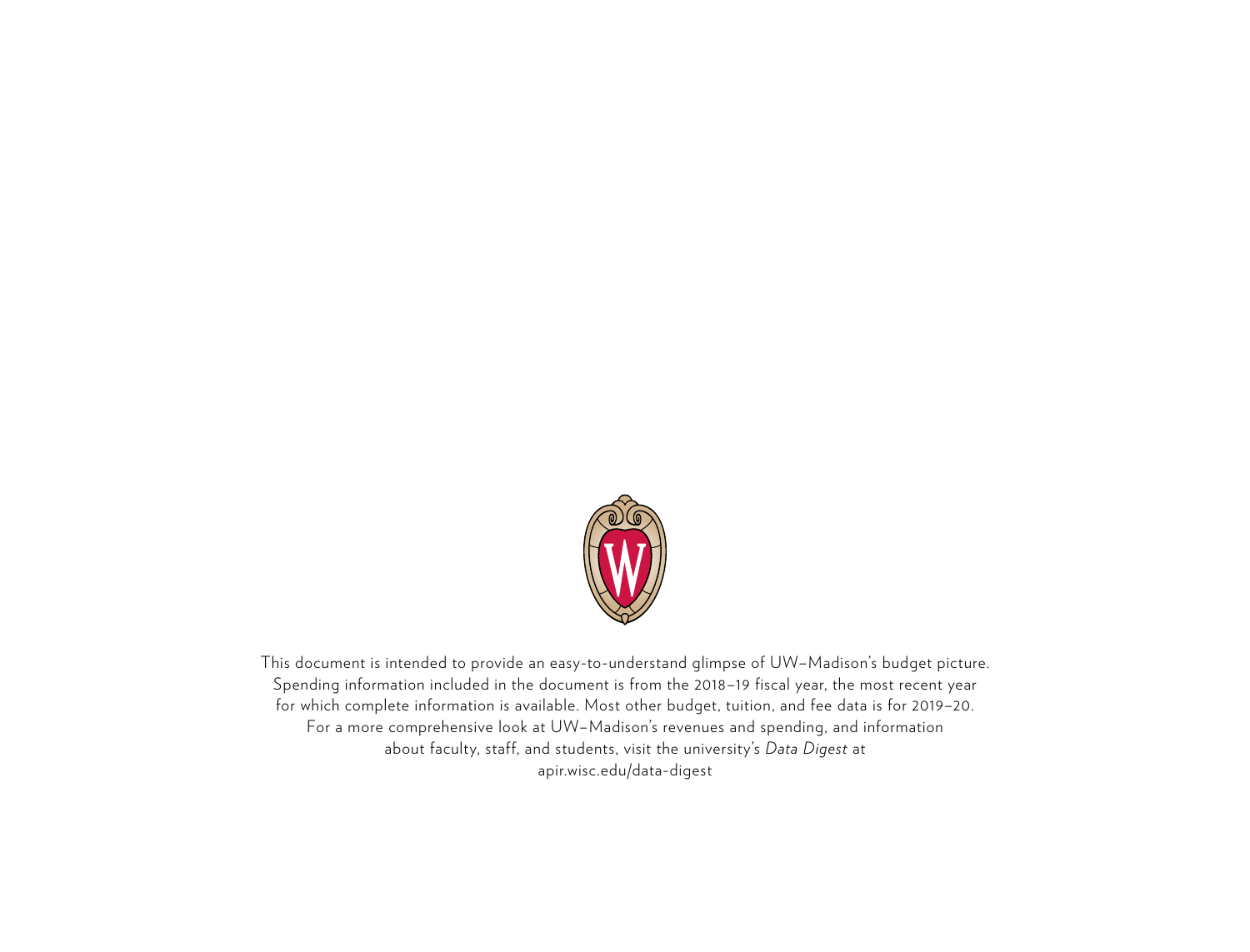This document is intended to provide an easy-to-understand glimpse of UW–Madison's budget picture. Spending information included in the document is from the 2018–19 fiscal year, the most recent year for which complete information is available. Most other budget, tuition, and fee data is for 2019–20. For a more comprehensive look at UW–Madison's revenues and spending, and information about faculty, staff, and students, visit the university's *Data Digest* at apir.wisc.edu/data-digest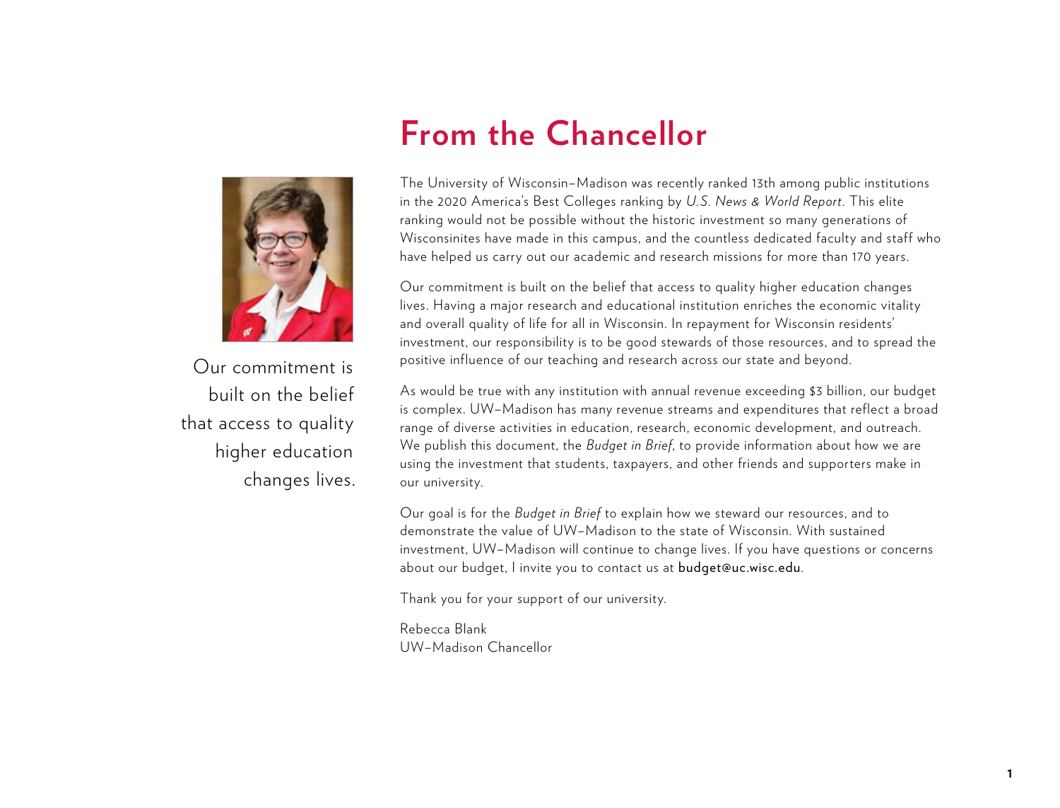# From the Chancellor

Our commitment is built on the belief that access to quality higher education changes lives.

The University of Wisconsin–Madison was recently ranked 13th among public institutions in the 2020 America's Best Colleges ranking by *U.S. News & World Report*. This elite ranking would not be possible without the historic investment so many generations of Wisconsinites have made in this campus, and the countless dedicated faculty and staff who have helped us carry out our academic and research missions for more than 170 years.

Our commitment is built on the belief that access to quality higher education changes lives. Having a major research and educational institution enriches the economic vitality and overall quality of life for all in Wisconsin. In repayment for Wisconsin residents' investment, our responsibility is to be good stewards of those resources, and to spread the positive influence of our teaching and research across our state and beyond.

As would be true with any institution with annual revenue exceeding $3 billion, our budget is complex. UW–Madison has many revenue streams and expenditures that reflect a broad range of diverse activities in education, research, economic development, and outreach. We publish this document, the *Budget in Brief*, to provide information about how we are using the investment that students, taxpayers, and other friends and supporters make in our university.

Our goal is for the *Budget in Brief* to explain how we steward our resources, and to demonstrate the value of UW–Madison to the state of Wisconsin. With sustained investment, UW–Madison will continue to change lives. If you have questions or concerns about our budget, I invite you to contact us at **budget@uc.wisc.edu**.

Thank you for your support of our university.

Rebecca Blank
UW–Madison Chancellor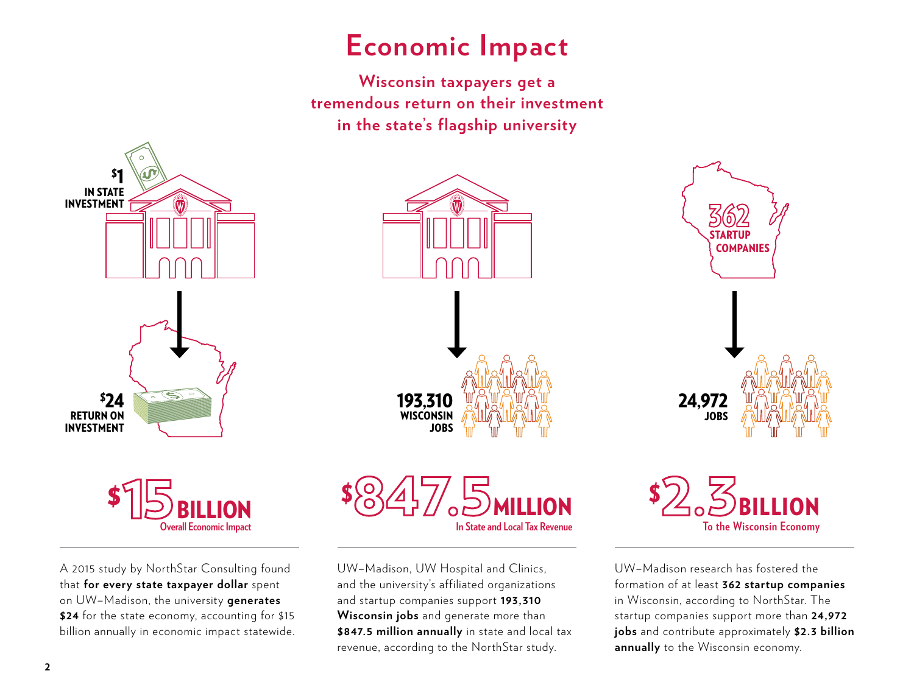# Economic Impact

**Wisconsin taxpayers get a tremendous return on their investment in the state's flagship university**

$1 IN STATE INVESTMENT

$24 RETURN ON INVESTMENT

**$15 BILLION**
Overall Economic Impact

A 2015 study by NorthStar Consulting found that **for every state taxpayer dollar** spent on UW–Madison, the university **generates $24** for the state economy, accounting for $15 billion annually in economic impact statewide.

193,310 WISCONSIN JOBS

**$847.5 MILLION**
In State and Local Tax Revenue

UW–Madison, UW Hospital and Clinics, and the university's affiliated organizations and startup companies support **193,310 Wisconsin jobs** and generate more than **$847.5 million annually** in state and local tax revenue, according to the NorthStar study.

362 STARTUP COMPANIES

24,972 JOBS

**$2.3 BILLION**
To the Wisconsin Economy

UW–Madison research has fostered the formation of at least **362 startup companies** in Wisconsin, according to NorthStar. The startup companies support more than **24,972 jobs** and contribute approximately **$2.3 billion annually** to the Wisconsin economy.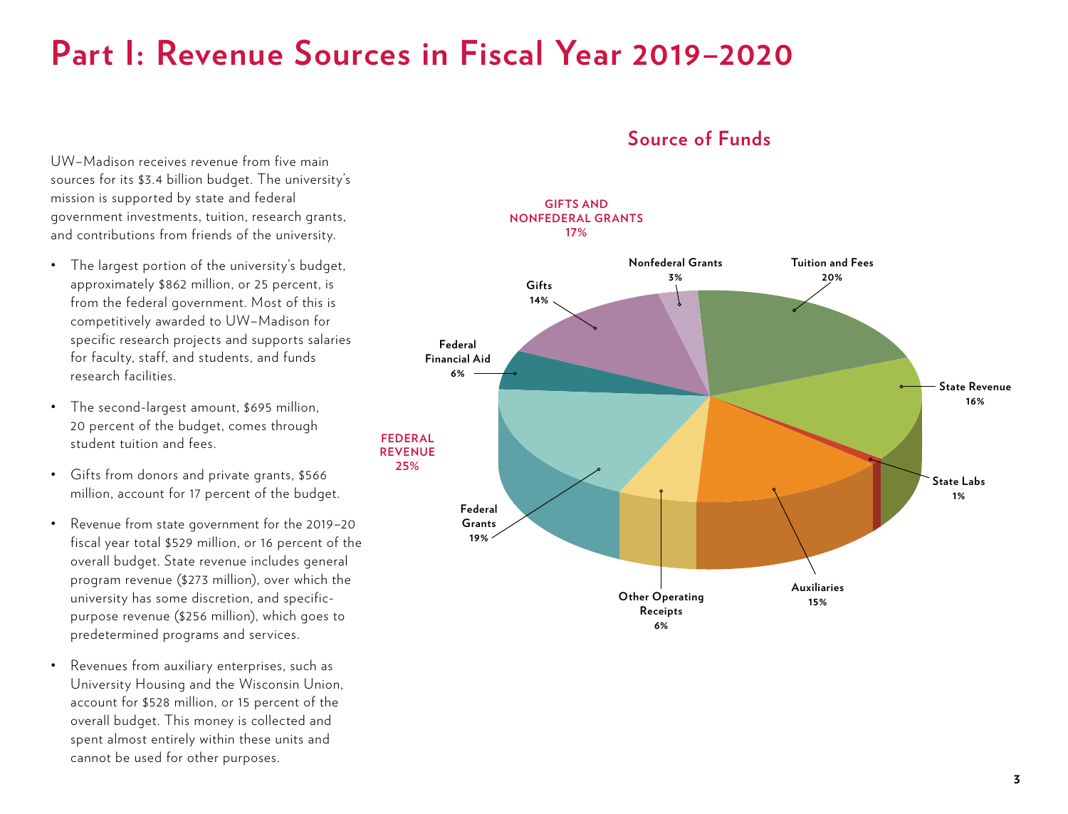# Part I: Revenue Sources in Fiscal Year 2019–2020

UW–Madison receives revenue from five main sources for its $3.4 billion budget. The university's mission is supported by state and federal government investments, tuition, research grants, and contributions from friends of the university.

- The largest portion of the university's budget, approximately $862 million, or 25 percent, is from the federal government. Most of this is competitively awarded to UW–Madison for specific research projects and supports salaries for faculty, staff, and students, and funds research facilities.
- The second-largest amount, $695 million, 20 percent of the budget, comes through student tuition and fees.
- Gifts from donors and private grants, $566 million, account for 17 percent of the budget.
- Revenue from state government for the 2019–20 fiscal year total $529 million, or 16 percent of the overall budget. State revenue includes general program revenue ($273 million), over which the university has some discretion, and specific-purpose revenue ($256 million), which goes to predetermined programs and services.
- Revenues from auxiliary enterprises, such as University Housing and the Wisconsin Union, account for $528 million, or 15 percent of the overall budget. This money is collected and spent almost entirely within these units and cannot be used for other purposes.

## Source of Funds

| Source | Percent |
| --- | --- |
| **Gifts and Nonfederal Grants** | **17%** |
| Nonfederal Grants | 3% |
| Gifts | 14% |
| Tuition and Fees | 20% |
| State Revenue | 16% |
| State Labs | 1% |
| Auxiliaries | 15% |
| Other Operating Receipts | 6% |
| **Federal Revenue** | **25%** |
| Federal Grants | 19% |
| Federal Financial Aid | 6% |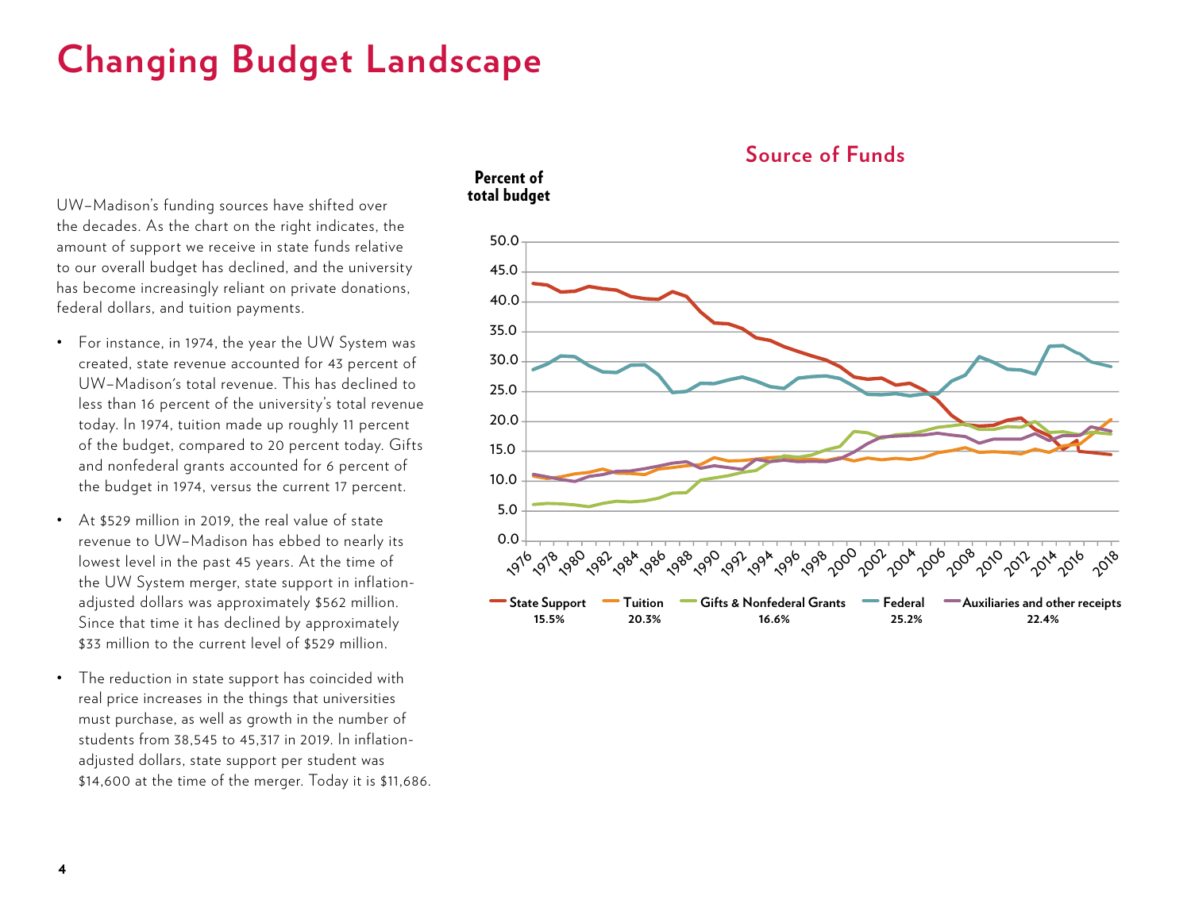# Changing Budget Landscape

UW–Madison's funding sources have shifted over the decades. As the chart on the right indicates, the amount of support we receive in state funds relative to our overall budget has declined, and the university has become increasingly reliant on private donations, federal dollars, and tuition payments.

- For instance, in 1974, the year the UW System was created, state revenue accounted for 43 percent of UW–Madison's total revenue. This has declined to less than 16 percent of the university's total revenue today. In 1974, tuition made up roughly 11 percent of the budget, compared to 20 percent today. Gifts and nonfederal grants accounted for 6 percent of the budget in 1974, versus the current 17 percent.

- At $529 million in 2019, the real value of state revenue to UW–Madison has ebbed to nearly its lowest level in the past 45 years. At the time of the UW System merger, state support in inflation-adjusted dollars was approximately $562 million. Since that time it has declined by approximately $33 million to the current level of $529 million.

- The reduction in state support has coincided with real price increases in the things that universities must purchase, as well as growth in the number of students from 38,545 to 45,317 in 2019. In inflation-adjusted dollars, state support per student was $14,600 at the time of the merger. Today it is $11,686.

## Source of Funds

Percent of total budget

| State Support | Tuition | Gifts & Nonfederal Grants | Federal | Auxiliaries and other receipts |
|---|---|---|---|---|
| 15.5% | 20.3% | 16.6% | 25.2% | 22.4% |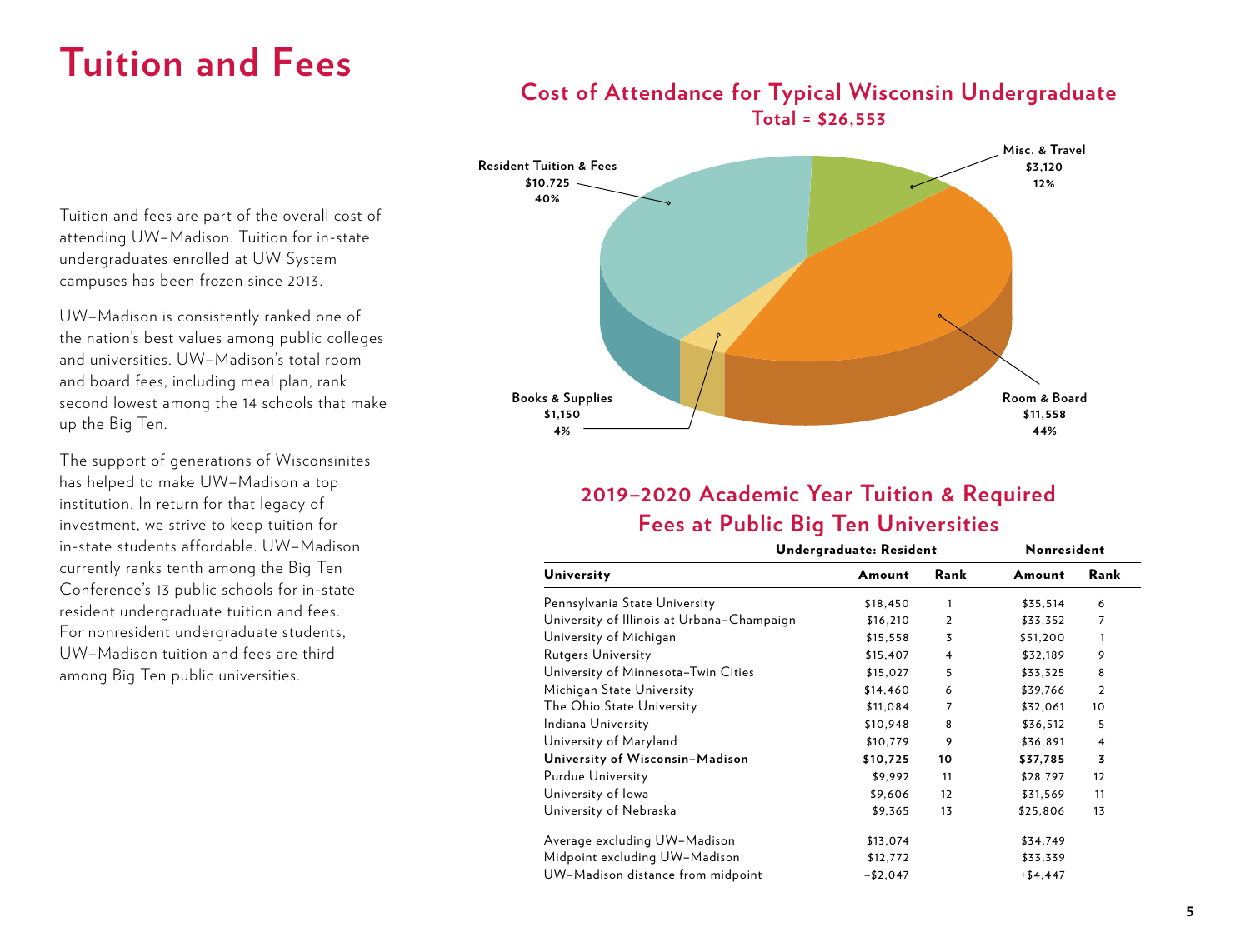# Tuition and Fees

Tuition and fees are part of the overall cost of attending UW–Madison. Tuition for in-state undergraduates enrolled at UW System campuses has been frozen since 2013.

UW–Madison is consistently ranked one of the nation's best values among public colleges and universities. UW–Madison's total room and board fees, including meal plan, rank second lowest among the 14 schools that make up the Big Ten.

The support of generations of Wisconsinites has helped to make UW–Madison a top institution. In return for that legacy of investment, we strive to keep tuition for in-state students affordable. UW–Madison currently ranks tenth among the Big Ten Conference's 13 public schools for in-state resident undergraduate tuition and fees. For nonresident undergraduate students, UW–Madison tuition and fees are third among Big Ten public universities.

## Cost of Attendance for Typical Wisconsin Undergraduate

**Total = $26,553**

- **Resident Tuition & Fees** $10,725 40%
- **Misc. & Travel** $3,120 12%
- **Room & Board** $11,558 44%
- **Books & Supplies** $1,150 4%

## 2019–2020 Academic Year Tuition & Required Fees at Public Big Ten Universities

| | Undergraduate: Resident | | Nonresident | |
|---|---|---|---|---|
| **University** | **Amount** | **Rank** | **Amount** | **Rank** |
| Pennsylvania State University | $18,450 | 1 | $35,514 | 6 |
| University of Illinois at Urbana–Champaign | $16,210 | 2 | $33,352 | 7 |
| University of Michigan | $15,558 | 3 | $51,200 | 1 |
| Rutgers University | $15,407 | 4 | $32,189 | 9 |
| University of Minnesota–Twin Cities | $15,027 | 5 | $33,325 | 8 |
| Michigan State University | $14,460 | 6 | $39,766 | 2 |
| The Ohio State University | $11,084 | 7 | $32,061 | 10 |
| Indiana University | $10,948 | 8 | $36,512 | 5 |
| University of Maryland | $10,779 | 9 | $36,891 | 4 |
| **University of Wisconsin–Madison** | **$10,725** | **10** | **$37,785** | **3** |
| Purdue University | $9,992 | 11 | $28,797 | 12 |
| University of Iowa | $9,606 | 12 | $31,569 | 11 |
| University of Nebraska | $9,365 | 13 | $25,806 | 13 |
| Average excluding UW–Madison | $13,074 | | $34,749 | |
| Midpoint excluding UW–Madison | $12,772 | | $33,339 | |
| UW–Madison distance from midpoint | –$2,047 | | +$4,447 | |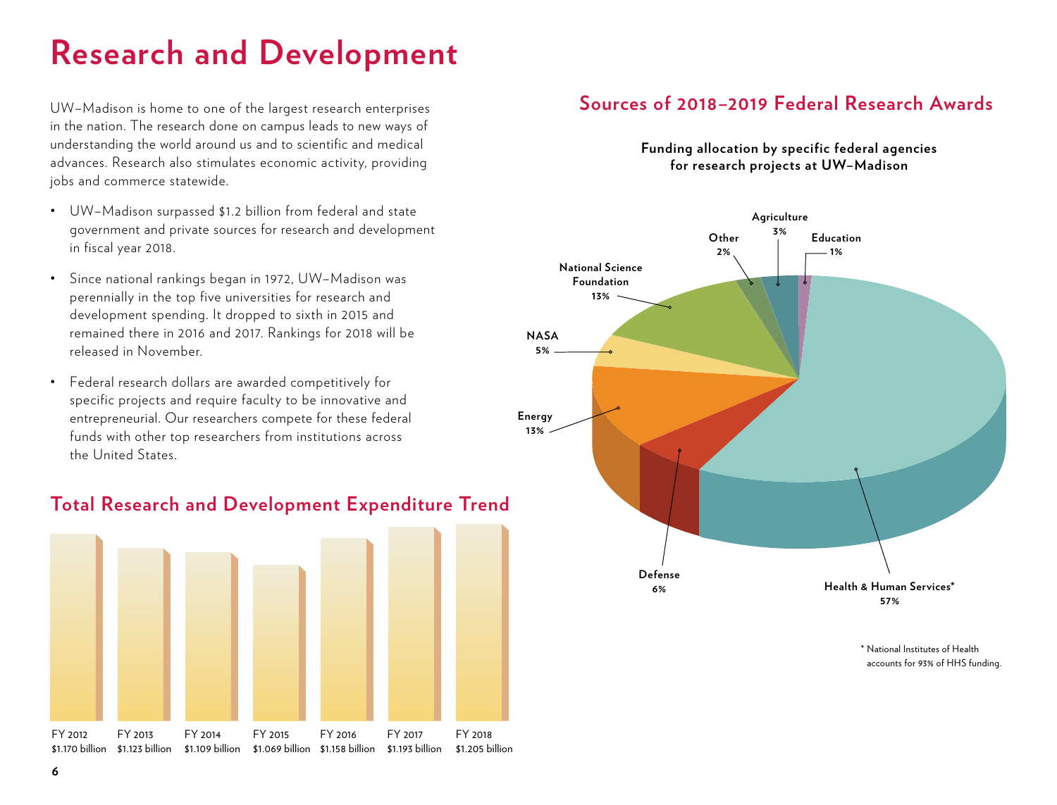# Research and Development

UW–Madison is home to one of the largest research enterprises in the nation. The research done on campus leads to new ways of understanding the world around us and to scientific and medical advances. Research also stimulates economic activity, providing jobs and commerce statewide.

- UW–Madison surpassed $1.2 billion from federal and state government and private sources for research and development in fiscal year 2018.
- Since national rankings began in 1972, UW–Madison was perennially in the top five universities for research and development spending. It dropped to sixth in 2015 and remained there in 2016 and 2017. Rankings for 2018 will be released in November.
- Federal research dollars are awarded competitively for specific projects and require faculty to be innovative and entrepreneurial. Our researchers compete for these federal funds with other top researchers from institutions across the United States.

## Total Research and Development Expenditure Trend

| Fiscal Year | Expenditure |
|---|---|
| FY 2012 | $1.170 billion |
| FY 2013 | $1.123 billion |
| FY 2014 | $1.109 billion |
| FY 2015 | $1.069 billion |
| FY 2016 | $1.158 billion |
| FY 2017 | $1.193 billion |
| FY 2018 | $1.205 billion |

## Sources of 2018–2019 Federal Research Awards

**Funding allocation by specific federal agencies for research projects at UW–Madison**

| Agency | Share |
|---|---|
| Health & Human Services* | 57% |
| National Science Foundation | 13% |
| Energy | 13% |
| Defense | 6% |
| NASA | 5% |
| Agriculture | 3% |
| Other | 2% |
| Education | 1% |

\* National Institutes of Health accounts for 93% of HHS funding.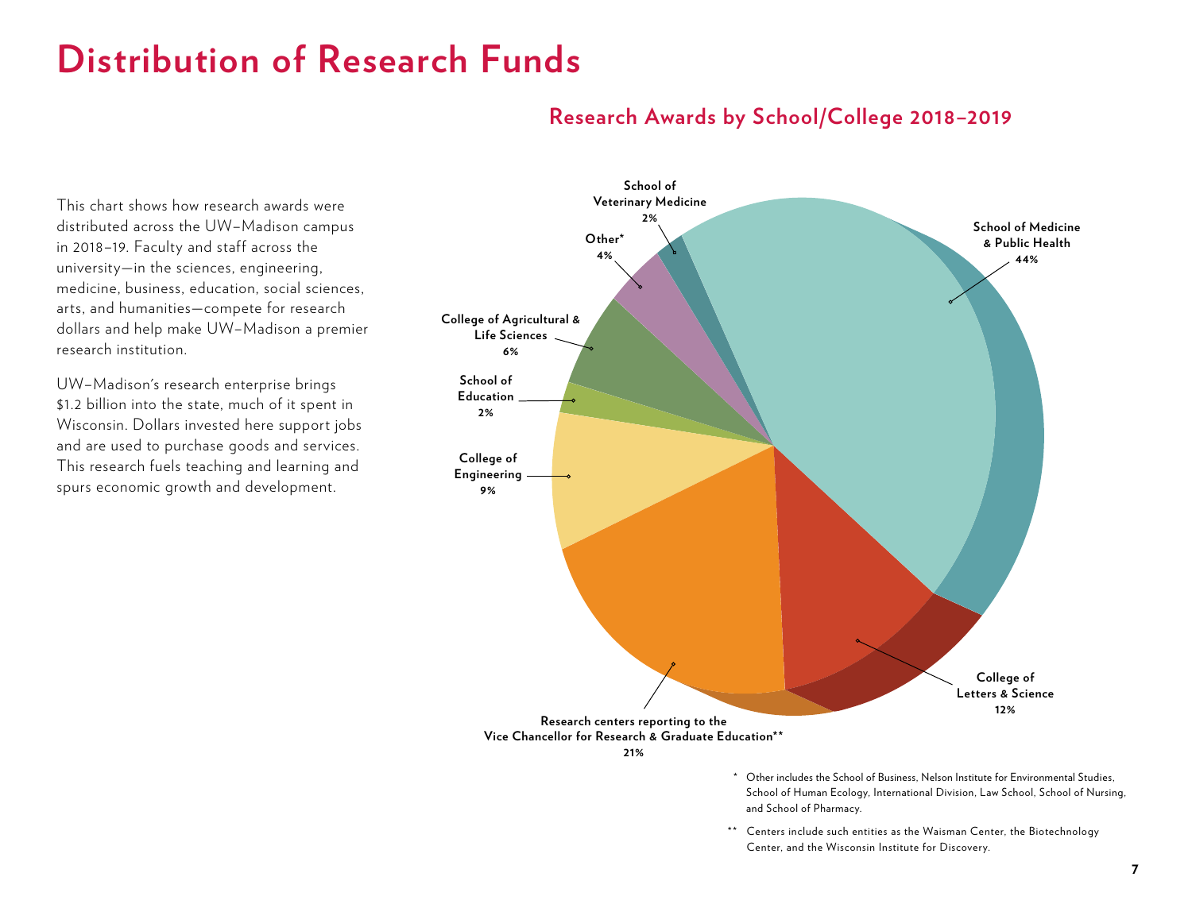# Distribution of Research Funds

This chart shows how research awards were distributed across the UW–Madison campus in 2018–19. Faculty and staff across the university—in the sciences, engineering, medicine, business, education, social sciences, arts, and humanities—compete for research dollars and help make UW–Madison a premier research institution.

UW–Madison's research enterprise brings $1.2 billion into the state, much of it spent in Wisconsin. Dollars invested here support jobs and are used to purchase goods and services. This research fuels teaching and learning and spurs economic growth and development.

## Research Awards by School/College 2018–2019

| School/College | Share |
| --- | --- |
| School of Medicine & Public Health | 44% |
| Research centers reporting to the Vice Chancellor for Research & Graduate Education** | 21% |
| College of Letters & Science | 12% |
| College of Engineering | 9% |
| College of Agricultural & Life Sciences | 6% |
| Other* | 4% |
| School of Education | 2% |
| School of Veterinary Medicine | 2% |

\* Other includes the School of Business, Nelson Institute for Environmental Studies, School of Human Ecology, International Division, Law School, School of Nursing, and School of Pharmacy.

\*\* Centers include such entities as the Waisman Center, the Biotechnology Center, and the Wisconsin Institute for Discovery.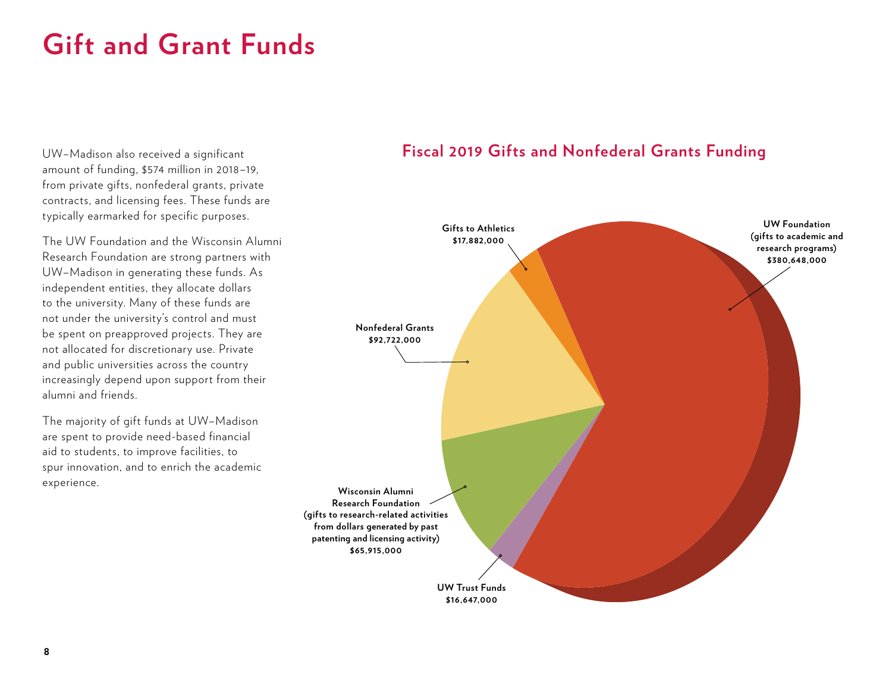# Gift and Grant Funds

UW–Madison also received a significant amount of funding, $574 million in 2018–19, from private gifts, nonfederal grants, private contracts, and licensing fees. These funds are typically earmarked for specific purposes.

The UW Foundation and the Wisconsin Alumni Research Foundation are strong partners with UW–Madison in generating these funds. As independent entities, they allocate dollars to the university. Many of these funds are not under the university's control and must be spent on preapproved projects. They are not allocated for discretionary use. Private and public universities across the country increasingly depend upon support from their alumni and friends.

The majority of gift funds at UW–Madison are spent to provide need-based financial aid to students, to improve facilities, to spur innovation, and to enrich the academic experience.

## Fiscal 2019 Gifts and Nonfederal Grants Funding

- **UW Foundation (gifts to academic and research programs)** $380,648,000
- **Gifts to Athletics** $17,882,000
- **Nonfederal Grants** $92,722,000
- **Wisconsin Alumni Research Foundation (gifts to research-related activities from dollars generated by past patenting and licensing activity)** $65,915,000
- **UW Trust Funds** $16,647,000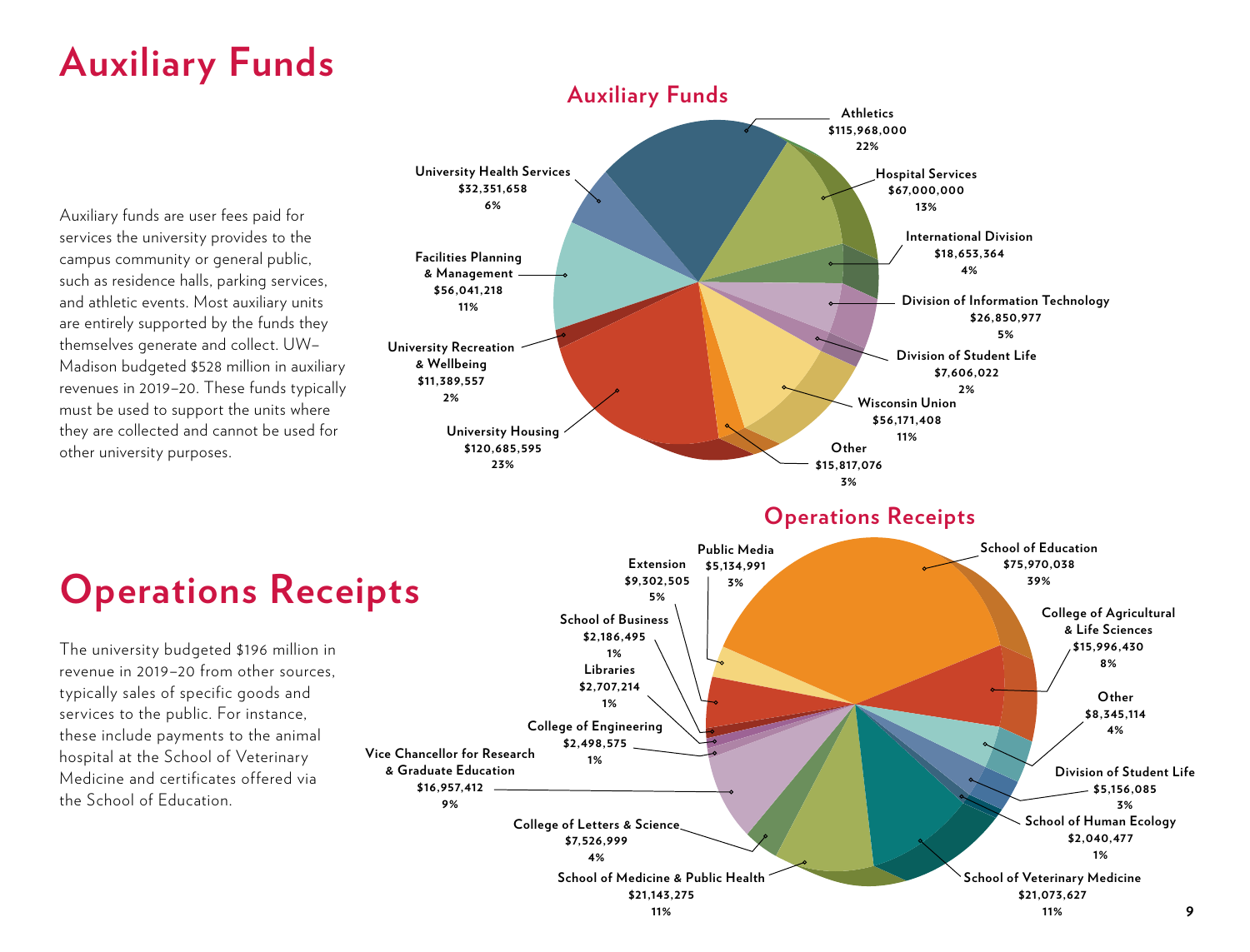# Auxiliary Funds

Auxiliary funds are user fees paid for services the university provides to the campus community or general public, such as residence halls, parking services, and athletic events. Most auxiliary units are entirely supported by the funds they themselves generate and collect. UW–Madison budgeted $528 million in auxiliary revenues in 2019–20. These funds typically must be used to support the units where they are collected and cannot be used for other university purposes.

## Auxiliary Funds

| Unit | Amount | Percent |
| --- | --- | --- |
| Athletics | $115,968,000 | 22% |
| Hospital Services | $67,000,000 | 13% |
| International Division | $18,653,364 | 4% |
| Division of Information Technology | $26,850,977 | 5% |
| Division of Student Life | $7,606,022 | 2% |
| Wisconsin Union | $56,171,408 | 11% |
| Other | $15,817,076 | 3% |
| University Housing | $120,685,595 | 23% |
| University Recreation & Wellbeing | $11,389,557 | 2% |
| Facilities Planning & Management | $56,041,218 | 11% |
| University Health Services | $32,351,658 | 6% |

# Operations Receipts

The university budgeted $196 million in revenue in 2019–20 from other sources, typically sales of specific goods and services to the public. For instance, these include payments to the animal hospital at the School of Veterinary Medicine and certificates offered via the School of Education.

## Operations Receipts

| Unit | Amount | Percent |
| --- | --- | --- |
| School of Education | $75,970,038 | 39% |
| College of Agricultural & Life Sciences | $15,996,430 | 8% |
| Other | $8,345,114 | 4% |
| Division of Student Life | $5,156,085 | 3% |
| School of Human Ecology | $2,040,477 | 1% |
| School of Veterinary Medicine | $21,073,627 | 11% |
| School of Medicine & Public Health | $21,143,275 | 11% |
| College of Letters & Science | $7,526,999 | 4% |
| Vice Chancellor for Research & Graduate Education | $16,957,412 | 9% |
| College of Engineering | $2,498,575 | 1% |
| Libraries | $2,707,214 | 1% |
| School of Business | $2,186,495 | 1% |
| Extension | $9,302,505 | 5% |
| Public Media | $5,134,991 | 3% |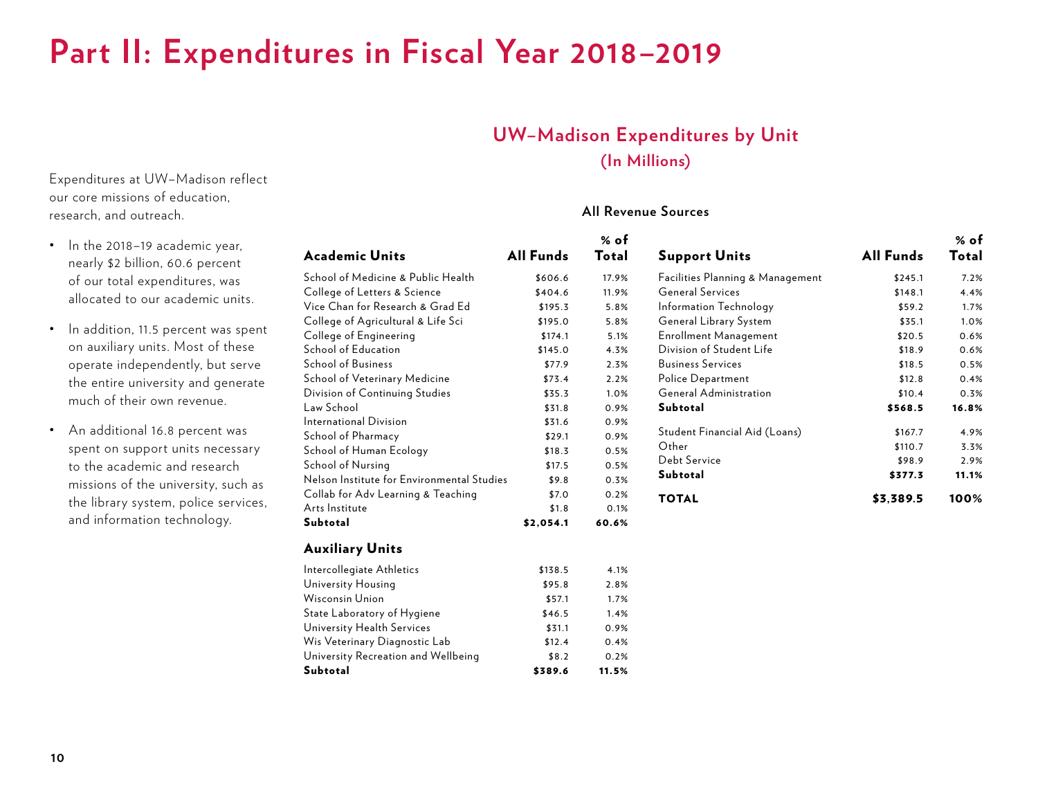# Part II: Expenditures in Fiscal Year 2018–2019

Expenditures at UW–Madison reflect our core missions of education, research, and outreach.

- In the 2018–19 academic year, nearly $2 billion, 60.6 percent of our total expenditures, was allocated to our academic units.
- In addition, 11.5 percent was spent on auxiliary units. Most of these operate independently, but serve the entire university and generate much of their own revenue.
- An additional 16.8 percent was spent on support units necessary to the academic and research missions of the university, such as the library system, police services, and information technology.

## UW–Madison Expenditures by Unit

### (In Millions)

**All Revenue Sources**

| Academic Units | All Funds | % of Total |
|---|---|---|
| School of Medicine & Public Health | $606.6 | 17.9% |
| College of Letters & Science | $404.6 | 11.9% |
| Vice Chan for Research & Grad Ed | $195.3 | 5.8% |
| College of Agricultural & Life Sci | $195.0 | 5.8% |
| College of Engineering | $174.1 | 5.1% |
| School of Education | $145.0 | 4.3% |
| School of Business | $77.9 | 2.3% |
| School of Veterinary Medicine | $73.4 | 2.2% |
| Division of Continuing Studies | $35.3 | 1.0% |
| Law School | $31.8 | 0.9% |
| International Division | $31.6 | 0.9% |
| School of Pharmacy | $29.1 | 0.9% |
| School of Human Ecology | $18.3 | 0.5% |
| School of Nursing | $17.5 | 0.5% |
| Nelson Institute for Environmental Studies | $9.8 | 0.3% |
| Collab for Adv Learning & Teaching | $7.0 | 0.2% |
| Arts Institute | $1.8 | 0.1% |
| **Subtotal** | **$2,054.1** | **60.6%** |

| Auxiliary Units | All Funds | % of Total |
|---|---|---|
| Intercollegiate Athletics | $138.5 | 4.1% |
| University Housing | $95.8 | 2.8% |
| Wisconsin Union | $57.1 | 1.7% |
| State Laboratory of Hygiene | $46.5 | 1.4% |
| University Health Services | $31.1 | 0.9% |
| Wis Veterinary Diagnostic Lab | $12.4 | 0.4% |
| University Recreation and Wellbeing | $8.2 | 0.2% |
| **Subtotal** | **$389.6** | **11.5%** |

| Support Units | All Funds | % of Total |
|---|---|---|
| Facilities Planning & Management | $245.1 | 7.2% |
| General Services | $148.1 | 4.4% |
| Information Technology | $59.2 | 1.7% |
| General Library System | $35.1 | 1.0% |
| Enrollment Management | $20.5 | 0.6% |
| Division of Student Life | $18.9 | 0.6% |
| Business Services | $18.5 | 0.5% |
| Police Department | $12.8 | 0.4% |
| General Administration | $10.4 | 0.3% |
| **Subtotal** | **$568.5** | **16.8%** |
| Student Financial Aid (Loans) | $167.7 | 4.9% |
| Other | $110.7 | 3.3% |
| Debt Service | $98.9 | 2.9% |
| **Subtotal** | **$377.3** | **11.1%** |
| **TOTAL** | **$3,389.5** | **100%** |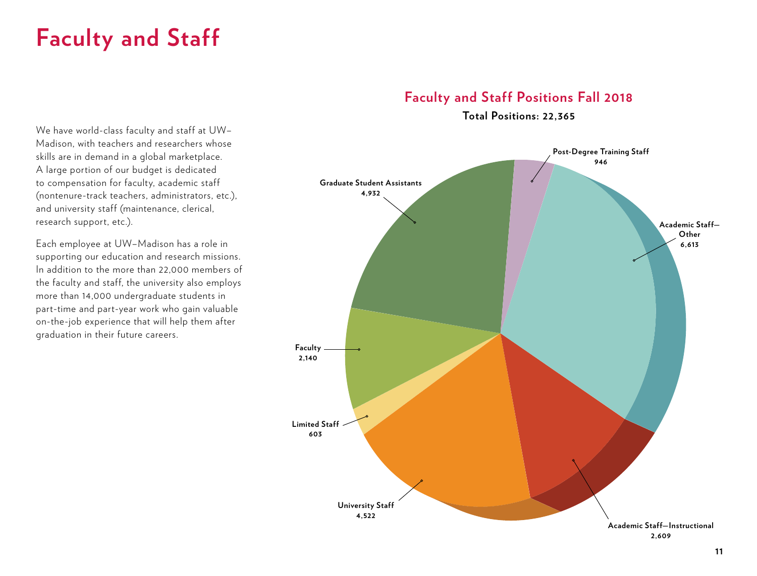# Faculty and Staff

We have world-class faculty and staff at UW–Madison, with teachers and researchers whose skills are in demand in a global marketplace. A large portion of our budget is dedicated to compensation for faculty, academic staff (nontenure-track teachers, administrators, etc.), and university staff (maintenance, clerical, research support, etc.).

Each employee at UW–Madison has a role in supporting our education and research missions. In addition to the more than 22,000 members of the faculty and staff, the university also employs more than 14,000 undergraduate students in part-time and part-year work who gain valuable on-the-job experience that will help them after graduation in their future careers.

## Faculty and Staff Positions Fall 2018

**Total Positions: 22,365**

| Category | Positions |
|---|---|
| Post-Degree Training Staff | 946 |
| Academic Staff—Other | 6,613 |
| Academic Staff—Instructional | 2,609 |
| University Staff | 4,522 |
| Limited Staff | 603 |
| Faculty | 2,140 |
| Graduate Student Assistants | 4,932 |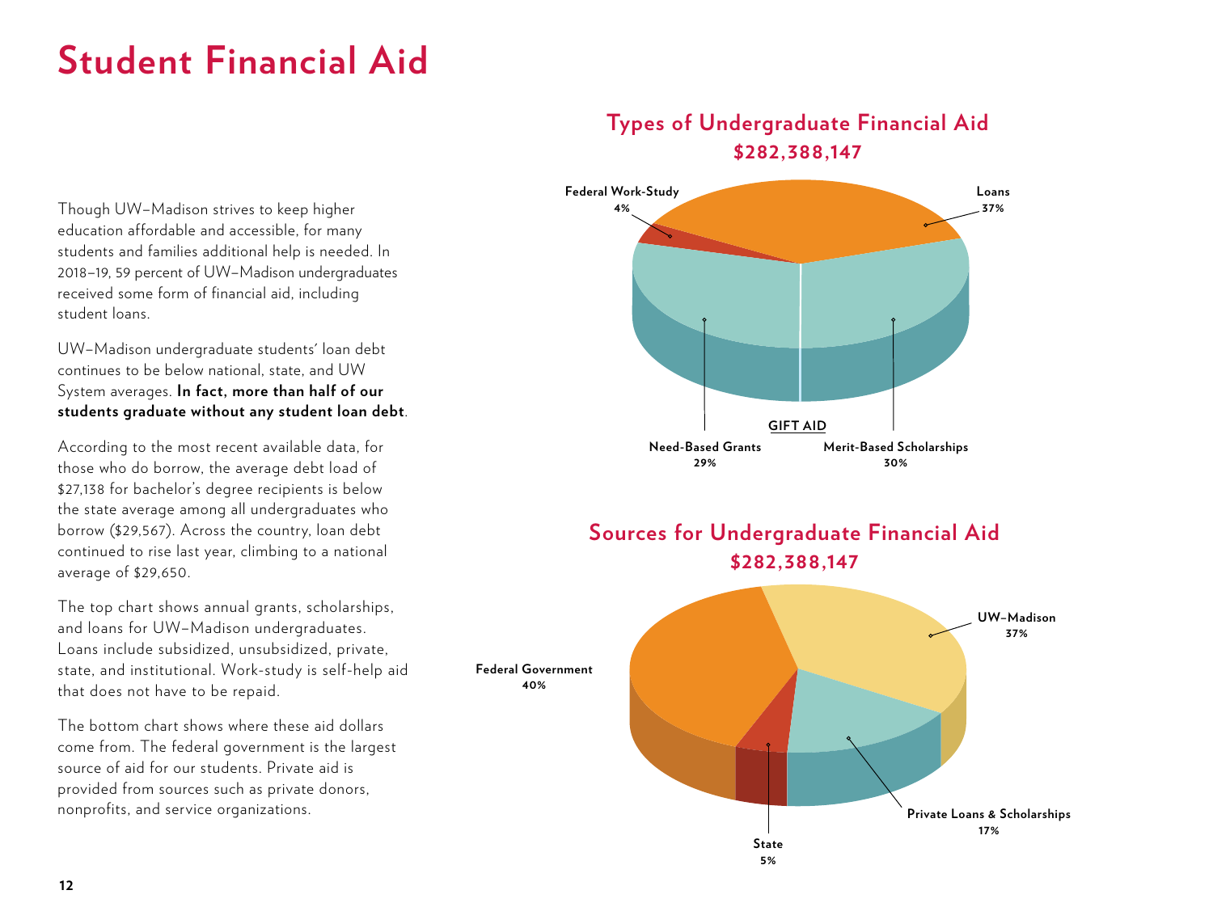# Student Financial Aid

Though UW–Madison strives to keep higher education affordable and accessible, for many students and families additional help is needed. In 2018–19, 59 percent of UW–Madison undergraduates received some form of financial aid, including student loans.

UW–Madison undergraduate students' loan debt continues to be below national, state, and UW System averages. **In fact, more than half of our students graduate without any student loan debt**.

According to the most recent available data, for those who do borrow, the average debt load of $27,138 for bachelor's degree recipients is below the state average among all undergraduates who borrow ($29,567). Across the country, loan debt continued to rise last year, climbing to a national average of $29,650.

The top chart shows annual grants, scholarships, and loans for UW–Madison undergraduates. Loans include subsidized, unsubsidized, private, state, and institutional. Work-study is self-help aid that does not have to be repaid.

The bottom chart shows where these aid dollars come from. The federal government is the largest source of aid for our students. Private aid is provided from sources such as private donors, nonprofits, and service organizations.

## Types of Undergraduate Financial Aid

**$282,388,147**

- Federal Work-Study: 4%
- Loans: 37%
- GIFT AID
  - Need-Based Grants: 29%
  - Merit-Based Scholarships: 30%

## Sources for Undergraduate Financial Aid

**$282,388,147**

- Federal Government: 40%
- UW–Madison: 37%
- Private Loans & Scholarships: 17%
- State: 5%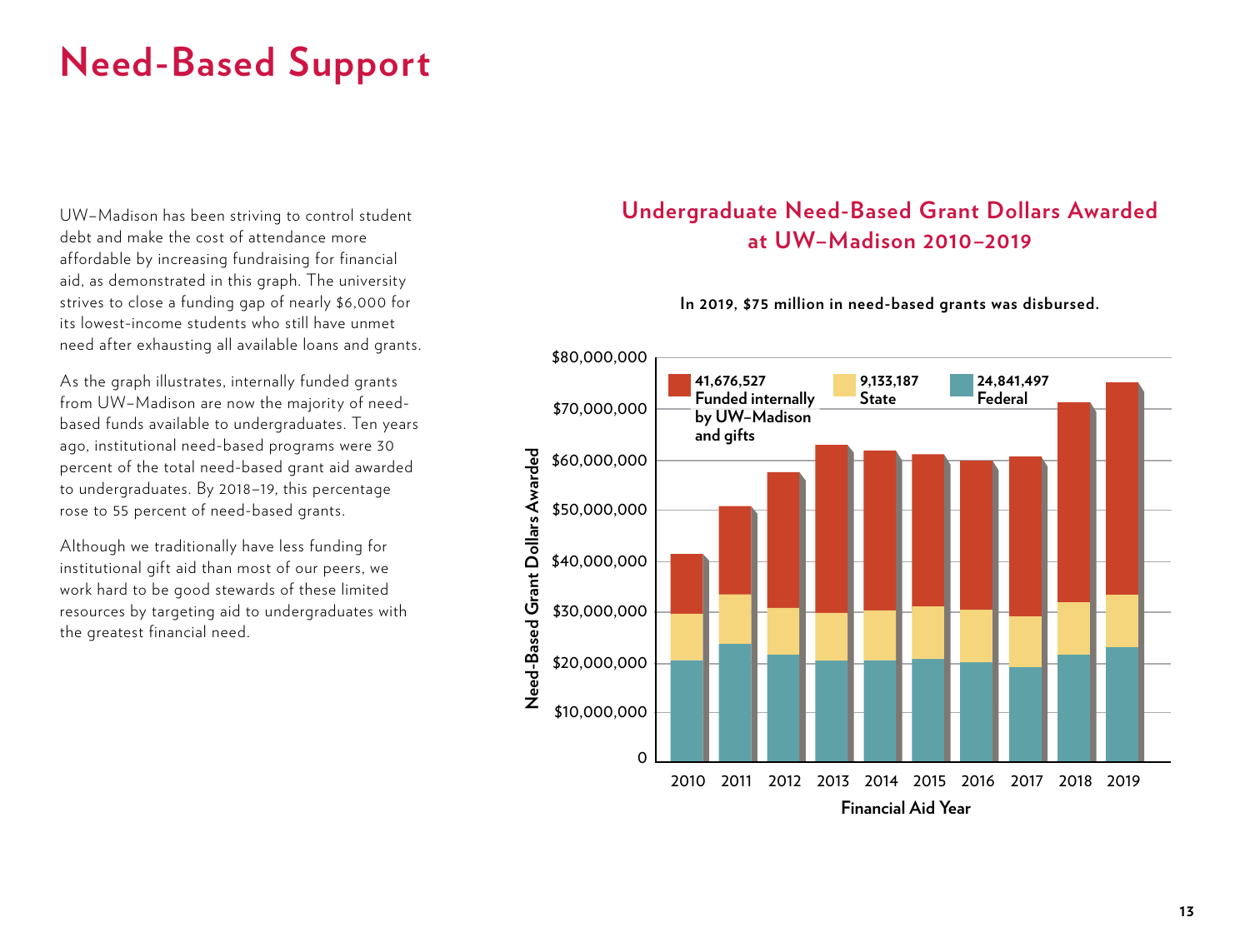# Need-Based Support

UW–Madison has been striving to control student debt and make the cost of attendance more affordable by increasing fundraising for financial aid, as demonstrated in this graph. The university strives to close a funding gap of nearly $6,000 for its lowest-income students who still have unmet need after exhausting all available loans and grants.

As the graph illustrates, internally funded grants from UW–Madison are now the majority of need-based funds available to undergraduates. Ten years ago, institutional need-based programs were 30 percent of the total need-based grant aid awarded to undergraduates. By 2018–19, this percentage rose to 55 percent of need-based grants.

Although we traditionally have less funding for institutional gift aid than most of our peers, we work hard to be good stewards of these limited resources by targeting aid to undergraduates with the greatest financial need.

## Undergraduate Need-Based Grant Dollars Awarded at UW–Madison 2010–2019

**In 2019, $75 million in need-based grants was disbursed.**

| 2019 Source | Amount |
|---|---|
| Funded internally by UW–Madison and gifts | 41,676,527 |
| State | 9,133,187 |
| Federal | 24,841,497 |

Need-Based Grant Dollars Awarded (by Financial Aid Year, 2010–2019)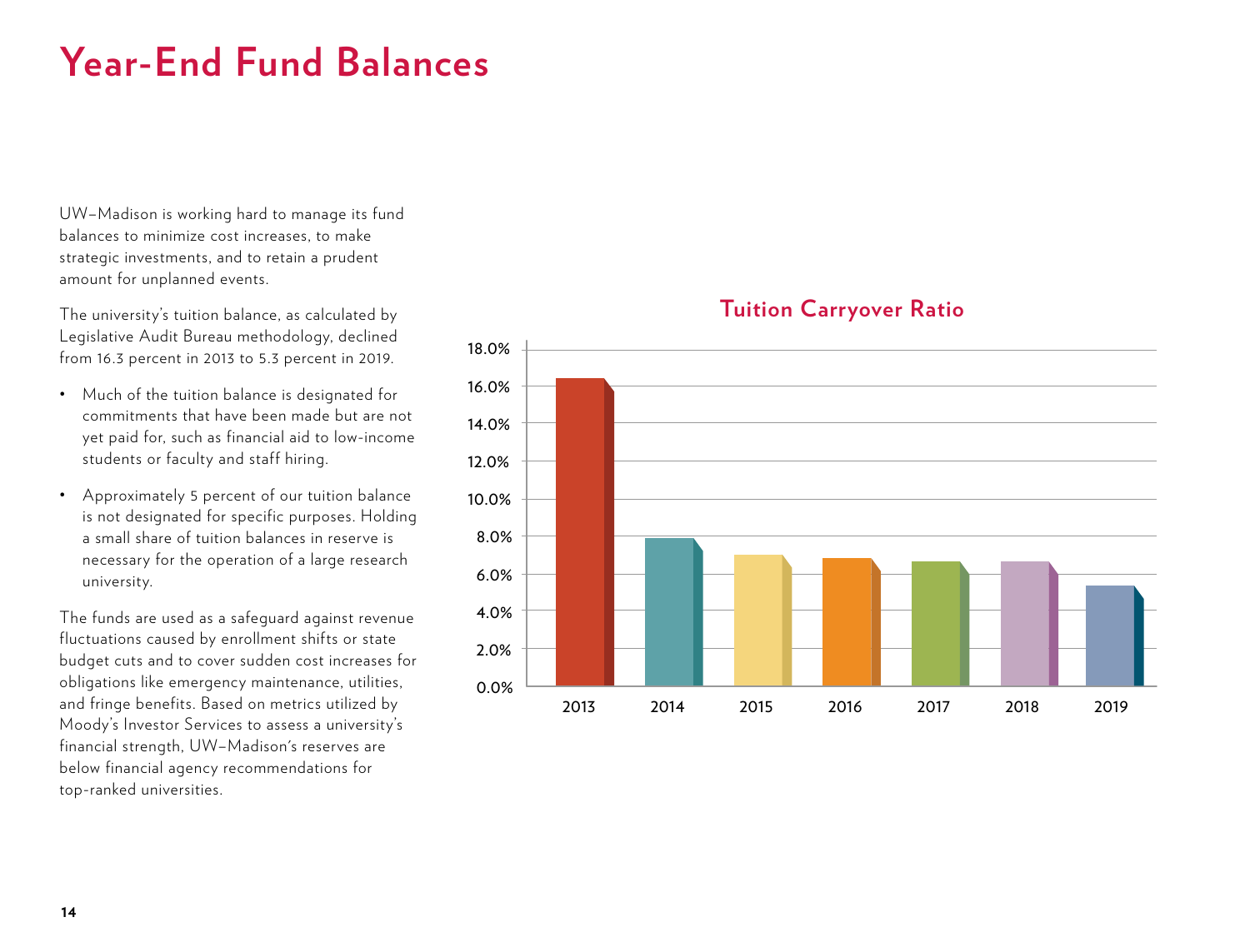# Year-End Fund Balances

UW–Madison is working hard to manage its fund balances to minimize cost increases, to make strategic investments, and to retain a prudent amount for unplanned events.

The university's tuition balance, as calculated by Legislative Audit Bureau methodology, declined from 16.3 percent in 2013 to 5.3 percent in 2019.

- Much of the tuition balance is designated for commitments that have been made but are not yet paid for, such as financial aid to low-income students or faculty and staff hiring.
- Approximately 5 percent of our tuition balance is not designated for specific purposes. Holding a small share of tuition balances in reserve is necessary for the operation of a large research university.

The funds are used as a safeguard against revenue fluctuations caused by enrollment shifts or state budget cuts and to cover sudden cost increases for obligations like emergency maintenance, utilities, and fringe benefits. Based on metrics utilized by Moody's Investor Services to assess a university's financial strength, UW–Madison's reserves are below financial agency recommendations for top-ranked universities.

**Tuition Carryover Ratio**

| Year | Ratio |
|---|---|
| 2013 | 16.3% |
| 2014 | ~7.8% |
| 2015 | ~7.0% |
| 2016 | ~6.8% |
| 2017 | ~6.6% |
| 2018 | ~6.6% |
| 2019 | 5.3% |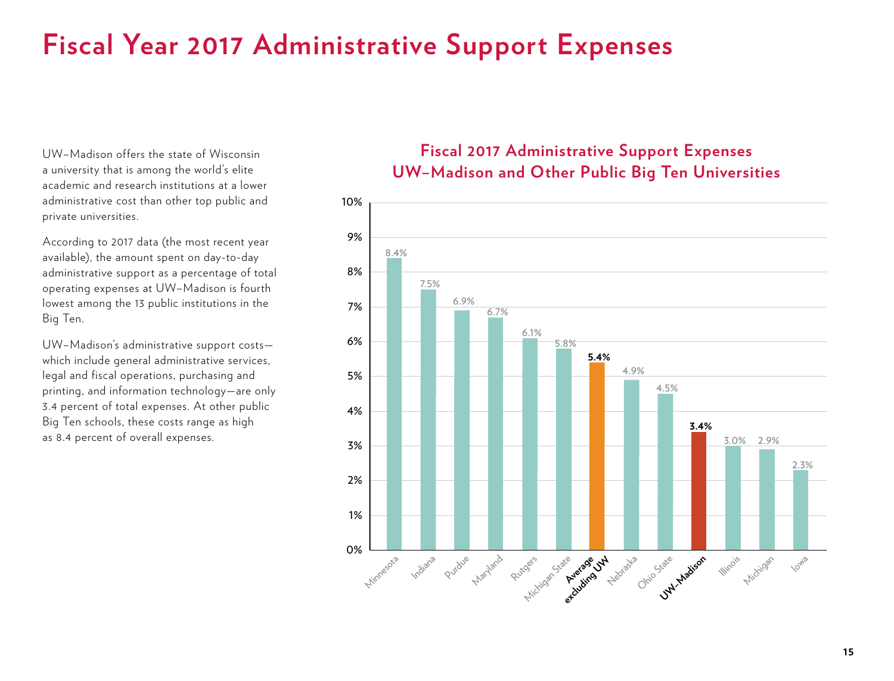# Fiscal Year 2017 Administrative Support Expenses

UW–Madison offers the state of Wisconsin a university that is among the world's elite academic and research institutions at a lower administrative cost than other top public and private universities.

According to 2017 data (the most recent year available), the amount spent on day-to-day administrative support as a percentage of total operating expenses at UW–Madison is fourth lowest among the 13 public institutions in the Big Ten.

UW–Madison's administrative support costs—which include general administrative services, legal and fiscal operations, purchasing and printing, and information technology—are only 3.4 percent of total expenses. At other public Big Ten schools, these costs range as high as 8.4 percent of overall expenses.

## Fiscal 2017 Administrative Support Expenses UW–Madison and Other Public Big Ten Universities

| Institution | Administrative Support Expenses |
| --- | --- |
| Minnesota | 8.4% |
| Indiana | 7.5% |
| Purdue | 6.9% |
| Maryland | 6.7% |
| Rutgers | 6.1% |
| Michigan State | 5.8% |
| **Average excluding UW** | **5.4%** |
| Nebraska | 4.9% |
| Ohio State | 4.5% |
| **UW–Madison** | **3.4%** |
| Illinois | 3.0% |
| Michigan | 2.9% |
| Iowa | 2.3% |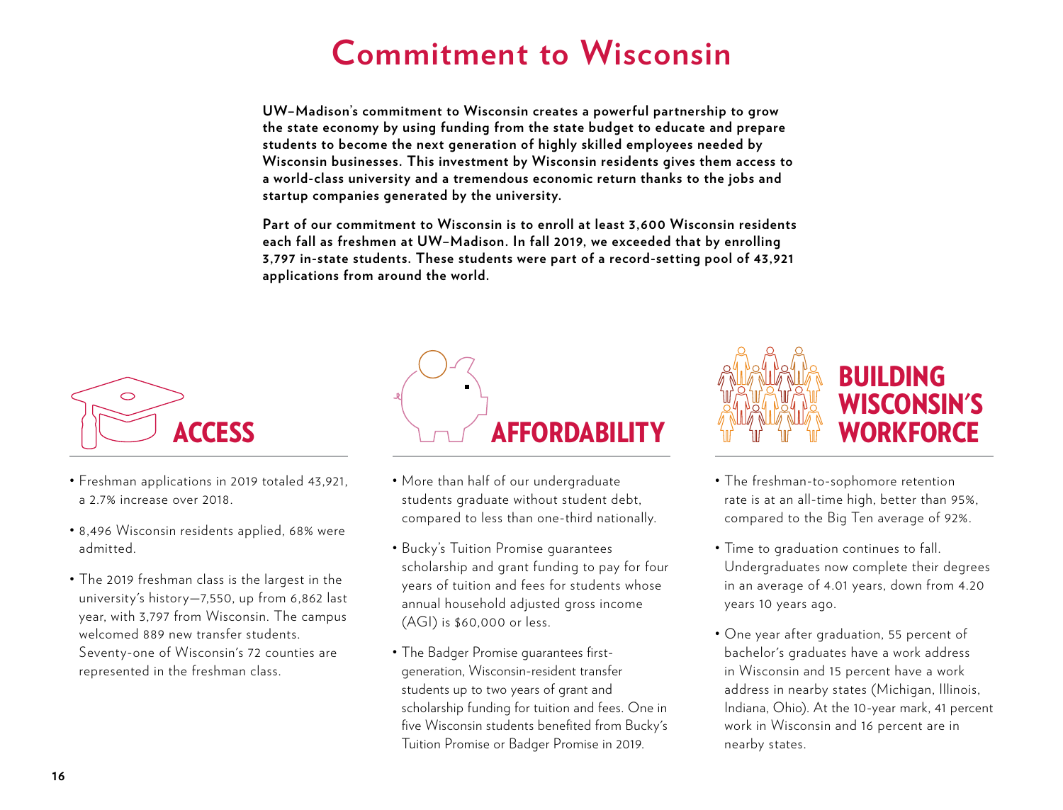# Commitment to Wisconsin

**UW–Madison's commitment to Wisconsin creates a powerful partnership to grow the state economy by using funding from the state budget to educate and prepare students to become the next generation of highly skilled employees needed by Wisconsin businesses. This investment by Wisconsin residents gives them access to a world-class university and a tremendous economic return thanks to the jobs and startup companies generated by the university.**

**Part of our commitment to Wisconsin is to enroll at least 3,600 Wisconsin residents each fall as freshmen at UW–Madison. In fall 2019, we exceeded that by enrolling 3,797 in-state students. These students were part of a record-setting pool of 43,921 applications from around the world.**

## ACCESS

- Freshman applications in 2019 totaled 43,921, a 2.7% increase over 2018.
- 8,496 Wisconsin residents applied, 68% were admitted.
- The 2019 freshman class is the largest in the university's history—7,550, up from 6,862 last year, with 3,797 from Wisconsin. The campus welcomed 889 new transfer students. Seventy-one of Wisconsin's 72 counties are represented in the freshman class.

## AFFORDABILITY

- More than half of our undergraduate students graduate without student debt, compared to less than one-third nationally.
- Bucky's Tuition Promise guarantees scholarship and grant funding to pay for four years of tuition and fees for students whose annual household adjusted gross income (AGI) is $60,000 or less.
- The Badger Promise guarantees first-generation, Wisconsin-resident transfer students up to two years of grant and scholarship funding for tuition and fees. One in five Wisconsin students benefited from Bucky's Tuition Promise or Badger Promise in 2019.

## BUILDING WISCONSIN'S WORKFORCE

- The freshman-to-sophomore retention rate is at an all-time high, better than 95%, compared to the Big Ten average of 92%.
- Time to graduation continues to fall. Undergraduates now complete their degrees in an average of 4.01 years, down from 4.20 years 10 years ago.
- One year after graduation, 55 percent of bachelor's graduates have a work address in Wisconsin and 15 percent have a work address in nearby states (Michigan, Illinois, Indiana, Ohio). At the 10-year mark, 41 percent work in Wisconsin and 16 percent are in nearby states.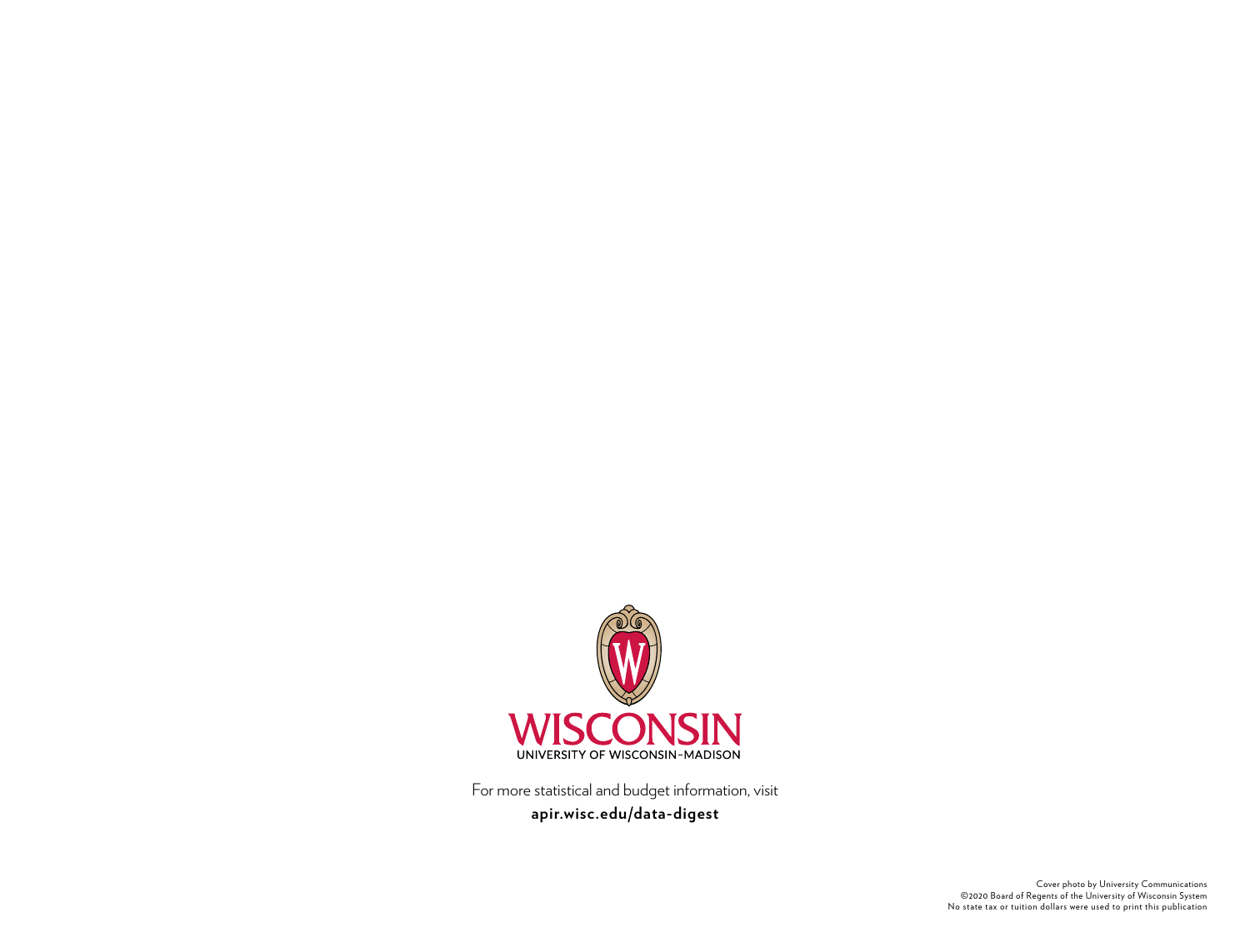WISCONSIN

UNIVERSITY OF WISCONSIN–MADISON

For more statistical and budget information, visit

**apir.wisc.edu/data-digest**

Cover photo by University Communications

©2020 Board of Regents of the University of Wisconsin System

No state tax or tuition dollars were used to print this publication